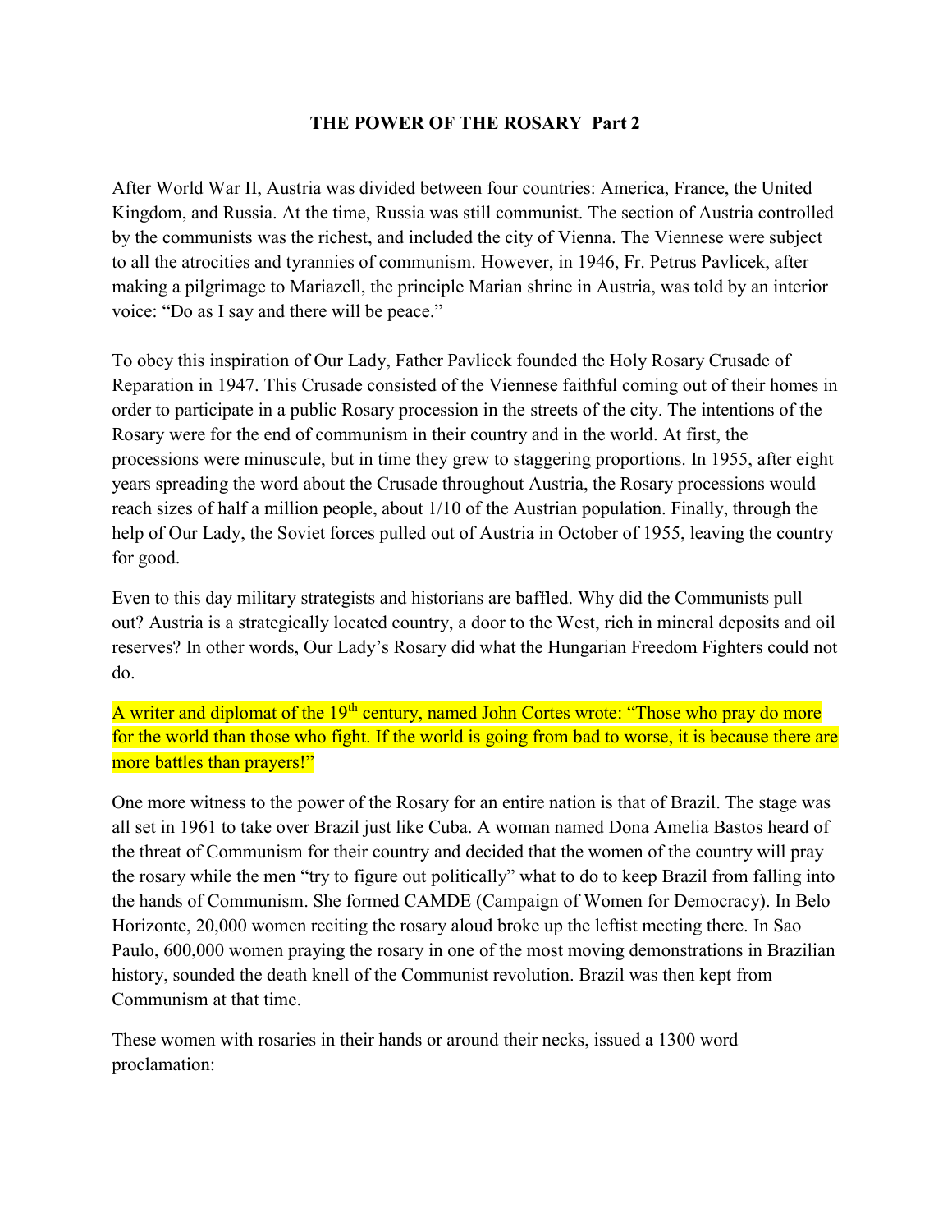# THE POWER OF THE ROSARY Part 2

After World War II, Austria was divided between four countries: America, France, the United Kingdom, and Russia. At the time, Russia was still communist. The section of Austria controlled by the communists was the richest, and included the city of Vienna. The Viennese were subject to all the atrocities and tyrannies of communism. However, in 1946, Fr. Petrus Pavlicek, after making a pilgrimage to Mariazell, the principle Marian shrine in Austria, was told by an interior voice: "Do as I say and there will be peace."

To obey this inspiration of Our Lady, Father Pavlicek founded the Holy Rosary Crusade of Reparation in 1947. This Crusade consisted of the Viennese faithful coming out of their homes in order to participate in a public Rosary procession in the streets of the city. The intentions of the Rosary were for the end of communism in their country and in the world. At first, the processions were minuscule, but in time they grew to staggering proportions. In 1955, after eight years spreading the word about the Crusade throughout Austria, the Rosary processions would reach sizes of half a million people, about 1/10 of the Austrian population. Finally, through the help of Our Lady, the Soviet forces pulled out of Austria in October of 1955, leaving the country for good.

Even to this day military strategists and historians are baffled. Why did the Communists pull out? Austria is a strategically located country, a door to the West, rich in mineral deposits and oil reserves? In other words, Our Lady's Rosary did what the Hungarian Freedom Fighters could not do.

A writer and diplomat of the 19th century, named John Cortes wrote: "Those who pray do more for the world than those who fight. If the world is going from bad to worse, it is because there are more battles than prayers!"

One more witness to the power of the Rosary for an entire nation is that of Brazil. The stage was all set in 1961 to take over Brazil just like Cuba. A woman named Dona Amelia Bastos heard of the threat of Communism for their country and decided that the women of the country will pray the rosary while the men "try to figure out politically" what to do to keep Brazil from falling into the hands of Communism. She formed CAMDE (Campaign of Women for Democracy). In Belo Horizonte, 20,000 women reciting the rosary aloud broke up the leftist meeting there. In Sao Paulo, 600,000 women praying the rosary in one of the most moving demonstrations in Brazilian history, sounded the death knell of the Communist revolution. Brazil was then kept from Communism at that time.

These women with rosaries in their hands or around their necks, issued a 1300 word proclamation: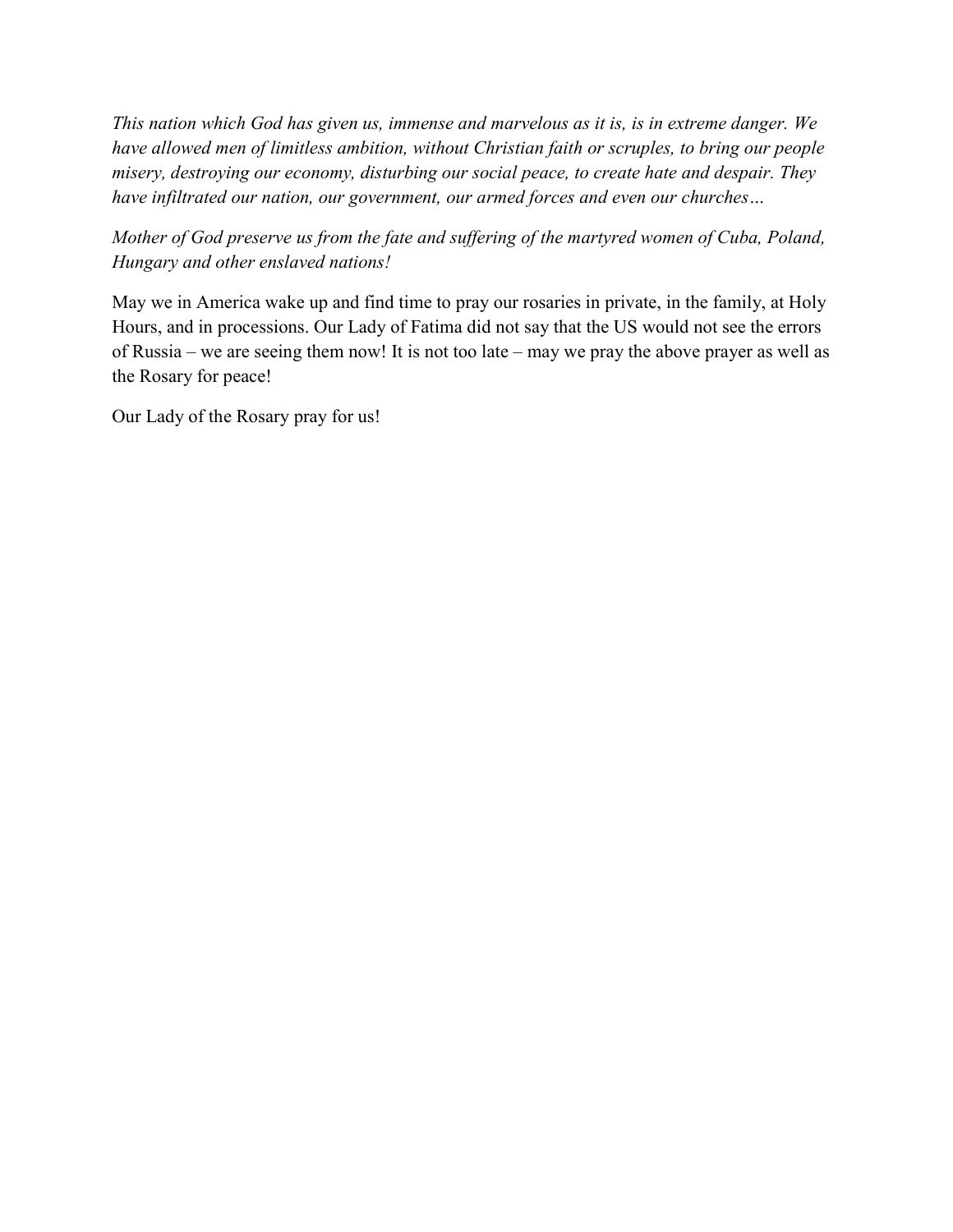*This nation which God has given us, immense and marvelous as it is, is in extreme danger. We have allowed men of limitless ambition, without Christian faith or scruples, to bring our people misery, destroying our economy, disturbing our social peace, to create hate and despair. They have infiltrated our nation, our government, our armed forces and even our churches…*

*Mother of God preserve us from the fate and suffering of the martyred women of Cuba, Poland, Hungary and other enslaved nations!*

May we in America wake up and find time to pray our rosaries in private, in the family, at Holy Hours, and in processions. Our Lady of Fatima did not say that the US would not see the errors of Russia – we are seeing them now! It is not too late – may we pray the above prayer as well as the Rosary for peace!

Our Lady of the Rosary pray for us!